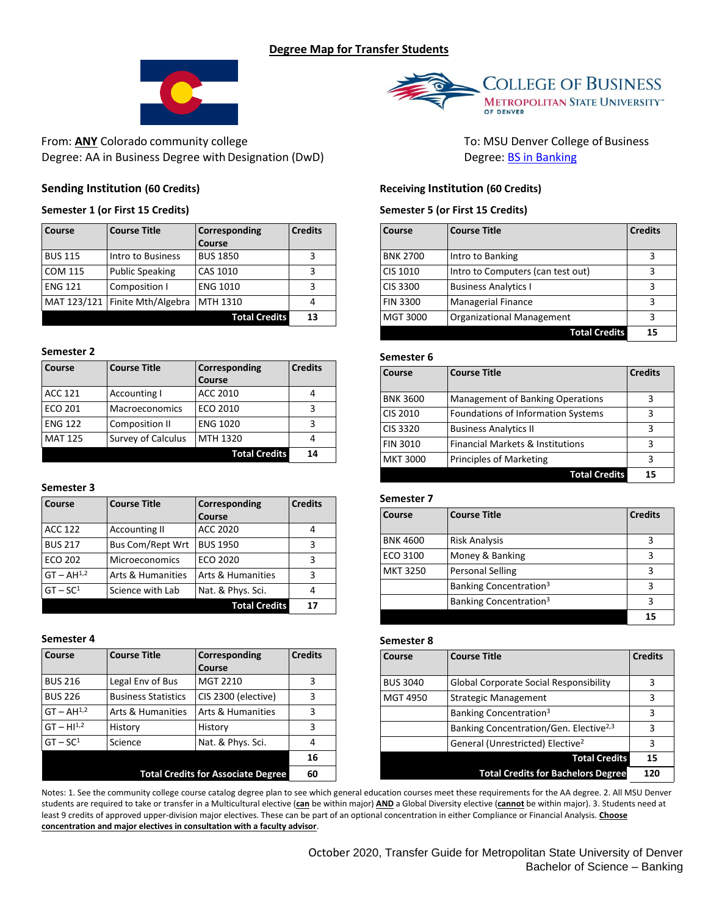# Degree Map for Transfer Students

From: **ANY** Colorado community college
Degree: AA in Business Degree with Designation (DwD)

To: MSU Denver College of Business
Degree: BS in Banking

## Sending Institution (60 Credits)

### Semester 1 (or First 15 Credits)

| Course | Course Title | Corresponding Course | Credits |
|---|---|---|---|
| BUS 115 | Intro to Business | BUS 1850 | 3 |
| COM 115 | Public Speaking | CAS 1010 | 3 |
| ENG 121 | Composition I | ENG 1010 | 3 |
| MAT 123/121 | Finite Mth/Algebra | MTH 1310 | 4 |
| | | **Total Credits** | **13** |

### Semester 2

| Course | Course Title | Corresponding Course | Credits |
|---|---|---|---|
| ACC 121 | Accounting I | ACC 2010 | 4 |
| ECO 201 | Macroeconomics | ECO 2010 | 3 |
| ENG 122 | Composition II | ENG 1020 | 3 |
| MAT 125 | Survey of Calculus | MTH 1320 | 4 |
| | | **Total Credits** | **14** |

### Semester 3

| Course | Course Title | Corresponding Course | Credits |
|---|---|---|---|
| ACC 122 | Accounting II | ACC 2020 | 4 |
| BUS 217 | Bus Com/Rept Wrt | BUS 1950 | 3 |
| ECO 202 | Microeconomics | ECO 2020 | 3 |
| GT – AH[1,2] | Arts & Humanities | Arts & Humanities | 3 |
| GT – SC[1] | Science with Lab | Nat. & Phys. Sci. | 4 |
| | | **Total Credits** | **17** |

### Semester 4

| Course | Course Title | Corresponding Course | Credits |
|---|---|---|---|
| BUS 216 | Legal Env of Bus | MGT 2210 | 3 |
| BUS 226 | Business Statistics | CIS 2300 (elective) | 3 |
| GT – AH[1,2] | Arts & Humanities | Arts & Humanities | 3 |
| GT – HI[1,2] | History | History | 3 |
| GT – SC[1] | Science | Nat. & Phys. Sci. | 4 |
| | | | **16** |
| | | **Total Credits for Associate Degree** | **60** |

## Receiving Institution (60 Credits)

### Semester 5 (or First 15 Credits)

| Course | Course Title | Credits |
|---|---|---|
| BNK 2700 | Intro to Banking | 3 |
| CIS 1010 | Intro to Computers (can test out) | 3 |
| CIS 3300 | Business Analytics I | 3 |
| FIN 3300 | Managerial Finance | 3 |
| MGT 3000 | Organizational Management | 3 |
| | **Total Credits** | **15** |

### Semester 6

| Course | Course Title | Credits |
|---|---|---|
| BNK 3600 | Management of Banking Operations | 3 |
| CIS 2010 | Foundations of Information Systems | 3 |
| CIS 3320 | Business Analytics II | 3 |
| FIN 3010 | Financial Markets & Institutions | 3 |
| MKT 3000 | Principles of Marketing | 3 |
| | **Total Credits** | **15** |

### Semester 7

| Course | Course Title | Credits |
|---|---|---|
| BNK 4600 | Risk Analysis | 3 |
| ECO 3100 | Money & Banking | 3 |
| MKT 3250 | Personal Selling | 3 |
| | Banking Concentration[3] | 3 |
| | Banking Concentration[3] | 3 |
| | | **15** |

### Semester 8

| Course | Course Title | Credits |
|---|---|---|
| BUS 3040 | Global Corporate Social Responsibility | 3 |
| MGT 4950 | Strategic Management | 3 |
| | Banking Concentration[3] | 3 |
| | Banking Concentration/Gen. Elective[2,3] | 3 |
| | General (Unrestricted) Elective[2] | 3 |
| | **Total Credits** | **15** |
| | **Total Credits for Bachelors Degree** | **120** |

Notes: 1. See the community college course catalog degree plan to see which general education courses meet these requirements for the AA degree. 2. All MSU Denver students are required to take or transfer in a Multicultural elective (**can** be within major) **AND** a Global Diversity elective (**cannot** be within major). 3. Students need at least 9 credits of approved upper-division major electives. These can be part of an optional concentration in either Compliance or Financial Analysis. **Choose concentration and major electives in consultation with a faculty advisor**.

October 2020, Transfer Guide for Metropolitan State University of Denver
Bachelor of Science – Banking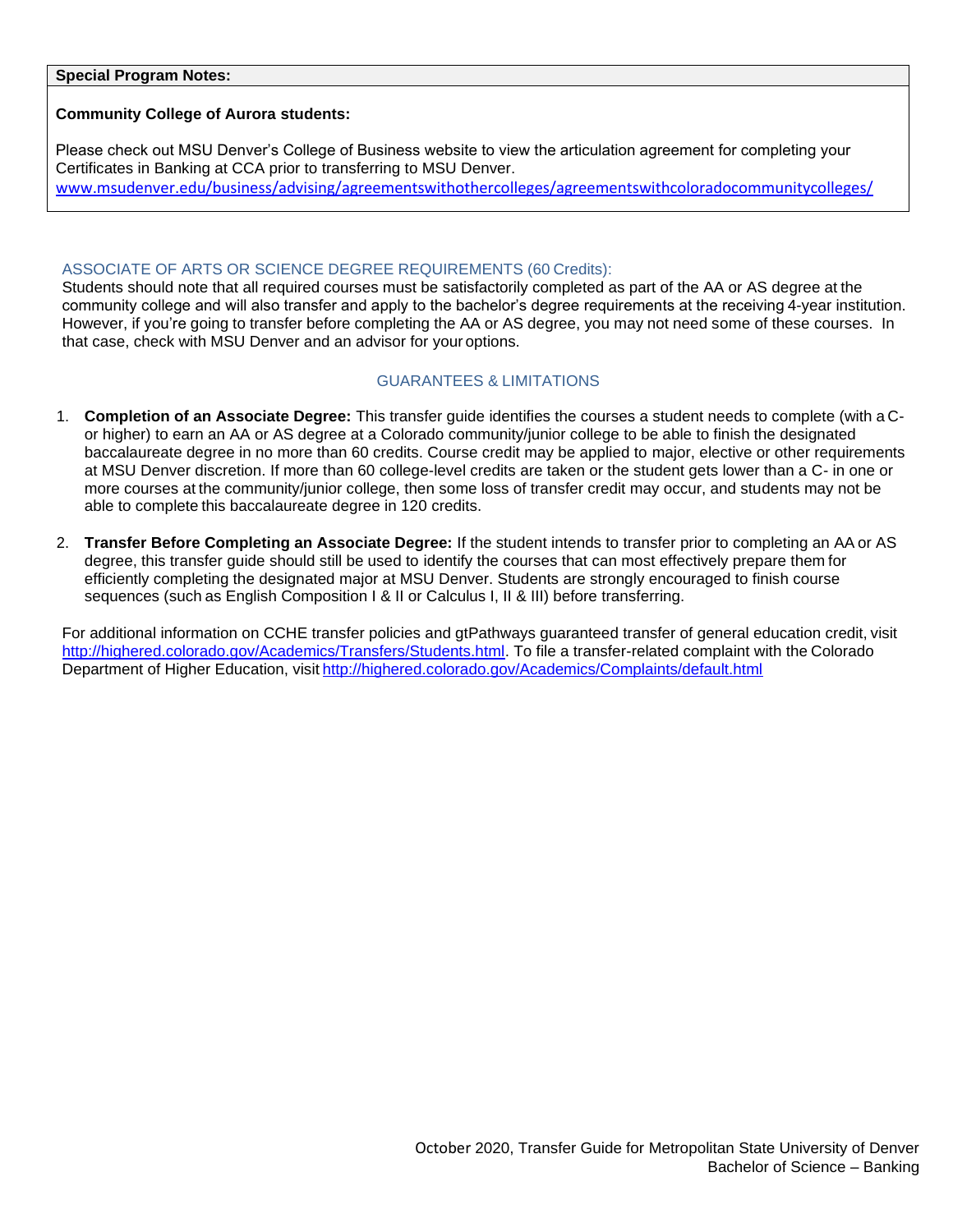| **Special Program Notes:** |
| --- |
| **Community College of Aurora students:**<br><br>Please check out MSU Denver's College of Business website to view the articulation agreement for completing your Certificates in Banking at CCA prior to transferring to MSU Denver.<br>www.msudenver.edu/business/advising/agreementswithothercolleges/agreementswithcoloradocommunitycolleges/ |

## ASSOCIATE OF ARTS OR SCIENCE DEGREE REQUIREMENTS (60 Credits):

Students should note that all required courses must be satisfactorily completed as part of the AA or AS degree at the community college and will also transfer and apply to the bachelor's degree requirements at the receiving 4-year institution. However, if you're going to transfer before completing the AA or AS degree, you may not need some of these courses. In that case, check with MSU Denver and an advisor for your options.

## GUARANTEES & LIMITATIONS

1. **Completion of an Associate Degree:** This transfer guide identifies the courses a student needs to complete (with a C- or higher) to earn an AA or AS degree at a Colorado community/junior college to be able to finish the designated baccalaureate degree in no more than 60 credits. Course credit may be applied to major, elective or other requirements at MSU Denver discretion. If more than 60 college-level credits are taken or the student gets lower than a C- in one or more courses at the community/junior college, then some loss of transfer credit may occur, and students may not be able to complete this baccalaureate degree in 120 credits.

2. **Transfer Before Completing an Associate Degree:** If the student intends to transfer prior to completing an AA or AS degree, this transfer guide should still be used to identify the courses that can most effectively prepare them for efficiently completing the designated major at MSU Denver. Students are strongly encouraged to finish course sequences (such as English Composition I & II or Calculus I, II & III) before transferring.

For additional information on CCHE transfer policies and gtPathways guaranteed transfer of general education credit, visit http://highered.colorado.gov/Academics/Transfers/Students.html. To file a transfer-related complaint with the Colorado Department of Higher Education, visit http://highered.colorado.gov/Academics/Complaints/default.html

October 2020, Transfer Guide for Metropolitan State University of Denver
Bachelor of Science – Banking